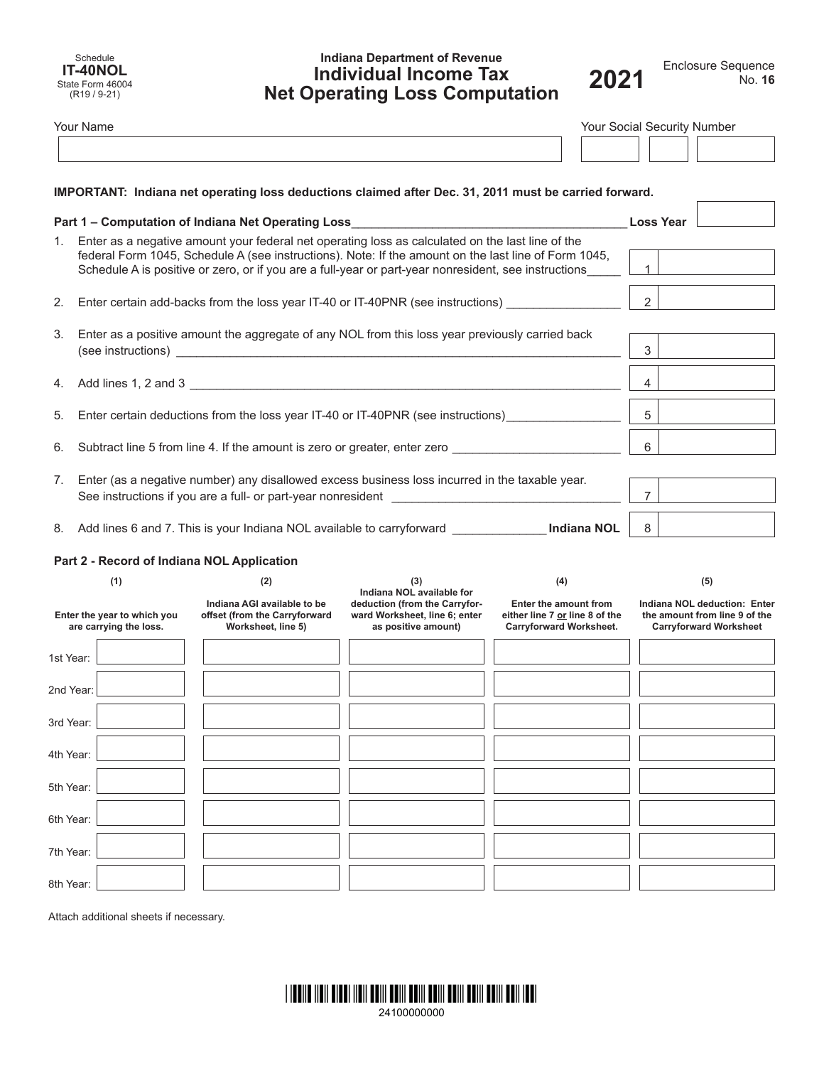Schedule **IT-40NOL**
State Form 46004
(R19 / 9-21)

Indiana Department of Revenue

# Individual Income Tax Net Operating Loss Computation

**2021**

Enclosure Sequence No. **16**

Your Name

Your Social Security Number

**IMPORTANT: Indiana net operating loss deductions claimed after Dec. 31, 2011 must be carried forward.**

**Part 1 – Computation of Indiana Net Operating Loss** **Loss Year**

1. Enter as a negative amount your federal net operating loss as calculated on the last line of the federal Form 1045, Schedule A (see instructions). Note: If the amount on the last line of Form 1045, Schedule A is positive or zero, or if you are a full-year or part-year nonresident, see instructions ..... 1
2. Enter certain add-backs from the loss year IT-40 or IT-40PNR (see instructions) ..... 2
3. Enter as a positive amount the aggregate of any NOL from this loss year previously carried back (see instructions) ..... 3
4. Add lines 1, 2 and 3 ..... 4
5. Enter certain deductions from the loss year IT-40 or IT-40PNR (see instructions) ..... 5
6. Subtract line 5 from line 4. If the amount is zero or greater, enter zero ..... 6
7. Enter (as a negative number) any disallowed excess business loss incurred in the taxable year. See instructions if you are a full- or part-year nonresident ..... 7
8. Add lines 6 and 7. This is your Indiana NOL available to carryforward ..... **Indiana NOL** 8

**Part 2 - Record of Indiana NOL Application**

| | (1) Enter the year to which you are carrying the loss. | (2) Indiana AGI available to be offset (from the Carryforward Worksheet, line 5) | (3) Indiana NOL available for deduction (from the Carryforward Worksheet, line 6; enter as positive amount) | (4) Enter the amount from either line 7 or line 8 of the Carryforward Worksheet. | (5) Indiana NOL deduction: Enter the amount from line 9 of the Carryforward Worksheet |
|---|---|---|---|---|---|
| 1st Year: | | | | | |
| 2nd Year: | | | | | |
| 3rd Year: | | | | | |
| 4th Year: | | | | | |
| 5th Year: | | | | | |
| 6th Year: | | | | | |
| 7th Year: | | | | | |
| 8th Year: | | | | | |

Attach additional sheets if necessary.

24100000000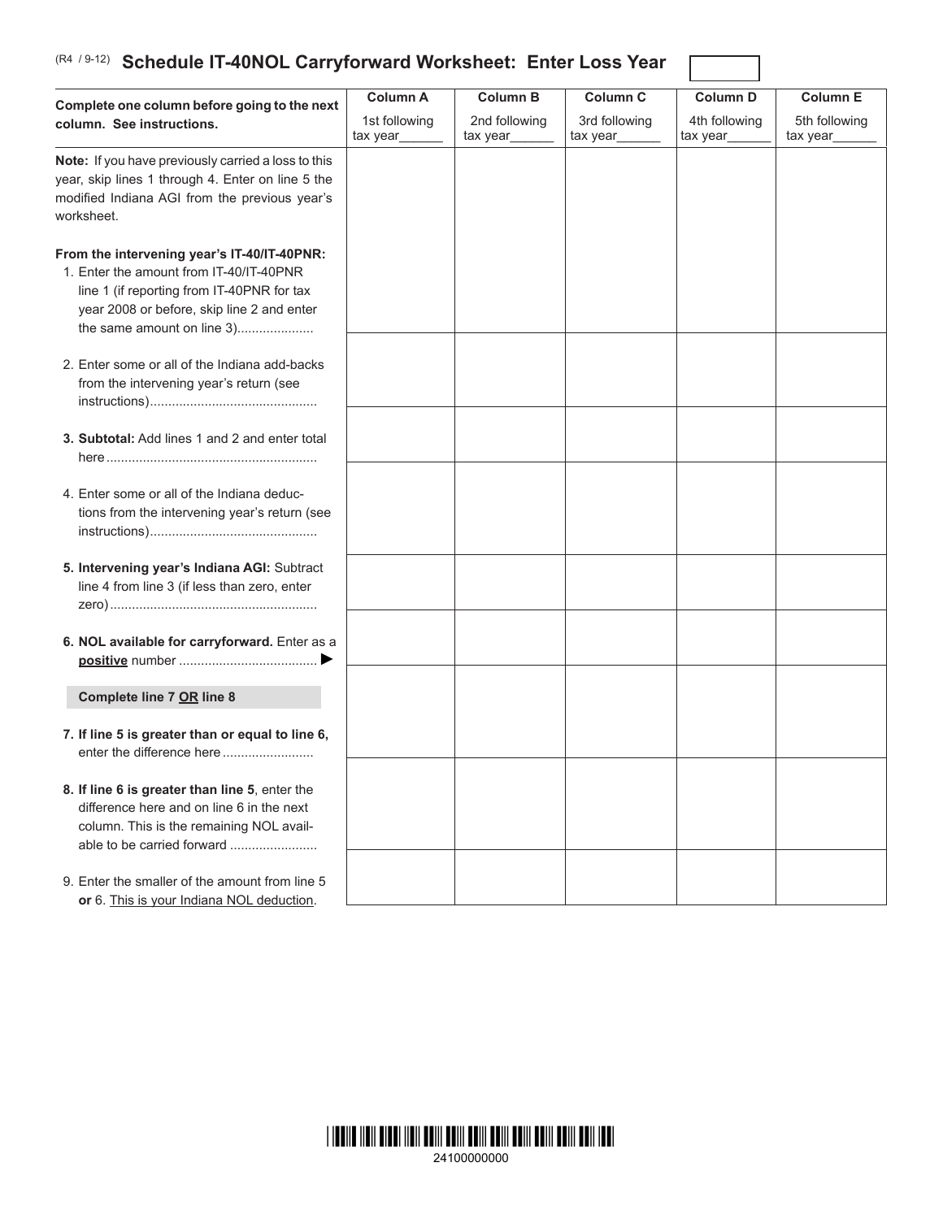(R4 / 9-12) **Schedule IT-40NOL Carryforward Worksheet: Enter Loss Year** ☐

| Complete one column before going to the next column. See instructions. | Column A<br>1st following tax year______ | Column B<br>2nd following tax year______ | Column C<br>3rd following tax year______ | Column D<br>4th following tax year______ | Column E<br>5th following tax year______ |
|---|---|---|---|---|---|
| **Note:** If you have previously carried a loss to this year, skip lines 1 through 4. Enter on line 5 the modified Indiana AGI from the previous year's worksheet.<br><br>**From the intervening year's IT-40/IT-40PNR:**<br>1. Enter the amount from IT-40/IT-40PNR line 1 (if reporting from IT-40PNR for tax year 2008 or before, skip line 2 and enter the same amount on line 3).................... | | | | | |
| 2. Enter some or all of the Indiana add-backs from the intervening year's return (see instructions)............................................. | | | | | |
| **3. Subtotal:** Add lines 1 and 2 and enter total here......................................................... | | | | | |
| 4. Enter some or all of the Indiana deductions from the intervening year's return (see instructions)............................................. | | | | | |
| **5. Intervening year's Indiana AGI:** Subtract line 4 from line 3 (if less than zero, enter zero)........................................................ | | | | | |
| **6. NOL available for carryforward.** Enter as a **positive** number ..................................... ▶ | | | | | |
| **Complete line 7 OR line 8**<br><br>**7. If line 5 is greater than or equal to line 6,** enter the difference here......................... | | | | | |
| **8. If line 6 is greater than line 5**, enter the difference here and on line 6 in the next column. This is the remaining NOL available to be carried forward ....................... | | | | | |
| 9. Enter the smaller of the amount from line 5 **or** 6. This is your Indiana NOL deduction. | | | | | |

24100000000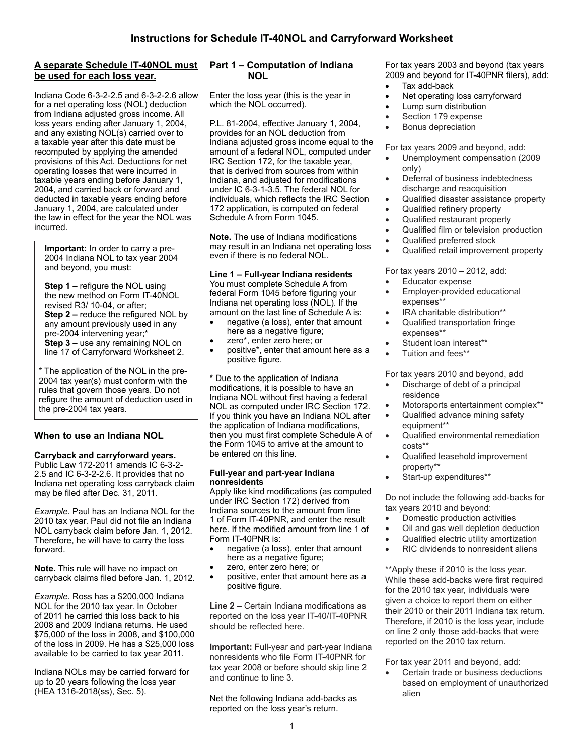# Instructions for Schedule IT-40NOL and Carryforward Worksheet

**A separate Schedule IT-40NOL must be used for each loss year.**

Indiana Code 6-3-2-2.5 and 6-3-2-2.6 allow for a net operating loss (NOL) deduction from Indiana adjusted gross income. All loss years ending after January 1, 2004, and any existing NOL(s) carried over to a taxable year after this date must be recomputed by applying the amended provisions of this Act. Deductions for net operating losses that were incurred in taxable years ending before January 1, 2004, and carried back or forward and deducted in taxable years ending before January 1, 2004, are calculated under the law in effect for the year the NOL was incurred.

> **Important:** In order to carry a pre-2004 Indiana NOL to tax year 2004 and beyond, you must:
>
> **Step 1 –** refigure the NOL using the new method on Form IT-40NOL revised R3/ 10-04, or after;
> **Step 2 –** reduce the refigured NOL by any amount previously used in any pre-2004 intervening year;*
> **Step 3 –** use any remaining NOL on line 17 of Carryforward Worksheet 2.
>
> * The application of the NOL in the pre-2004 tax year(s) must conform with the rules that govern those years. Do not refigure the amount of deduction used in the pre-2004 tax years.

## When to use an Indiana NOL

**Carryback and carryforward years.** Public Law 172-2011 amends IC 6-3-2-2.5 and IC 6-3-2-2.6. It provides that no Indiana net operating loss carryback claim may be filed after Dec. 31, 2011.

*Example.* Paul has an Indiana NOL for the 2010 tax year. Paul did not file an Indiana NOL carryback claim before Jan. 1, 2012. Therefore, he will have to carry the loss forward.

**Note.** This rule will have no impact on carryback claims filed before Jan. 1, 2012.

*Example.* Ross has a $200,000 Indiana NOL for the 2010 tax year. In October of 2011 he carried this loss back to his 2008 and 2009 Indiana returns. He used $75,000 of the loss in 2008, and $100,000 of the loss in 2009. He has a $25,000 loss available to be carried to tax year 2011.

Indiana NOLs may be carried forward for up to 20 years following the loss year (HEA 1316-2018(ss), Sec. 5).

## Part 1 – Computation of Indiana NOL

Enter the loss year (this is the year in which the NOL occurred).

P.L. 81-2004, effective January 1, 2004, provides for an NOL deduction from Indiana adjusted gross income equal to the amount of a federal NOL, computed under IRC Section 172, for the taxable year, that is derived from sources from within Indiana, and adjusted for modifications under IC 6-3-1-3.5. The federal NOL for individuals, which reflects the IRC Section 172 application, is computed on federal Schedule A from Form 1045.

**Note.** The use of Indiana modifications may result in an Indiana net operating loss even if there is no federal NOL.

**Line 1 – Full-year Indiana residents**
You must complete Schedule A from federal Form 1045 before figuring your Indiana net operating loss (NOL). If the amount on the last line of Schedule A is:

- negative (a loss), enter that amount here as a negative figure;
- zero*, enter zero here; or
- positive*, enter that amount here as a positive figure.

* Due to the application of Indiana modifications, it is possible to have an Indiana NOL without first having a federal NOL as computed under IRC Section 172. If you think you have an Indiana NOL after the application of Indiana modifications, then you must first complete Schedule A of the Form 1045 to arrive at the amount to be entered on this line.

**Full-year and part-year Indiana nonresidents**
Apply like kind modifications (as computed under IRC Section 172) derived from Indiana sources to the amount from line 1 of Form IT-40PNR, and enter the result here. If the modified amount from line 1 of Form IT-40PNR is:

- negative (a loss), enter that amount here as a negative figure;
- zero, enter zero here; or
- positive, enter that amount here as a positive figure.

**Line 2 –** Certain Indiana modifications as reported on the loss year IT-40/IT-40PNR should be reflected here.

**Important:** Full-year and part-year Indiana nonresidents who file Form IT-40PNR for tax year 2008 or before should skip line 2 and continue to line 3.

Net the following Indiana add-backs as reported on the loss year's return.

For tax years 2003 and beyond (tax years 2009 and beyond for IT-40PNR filers), add:

- Tax add-back
- Net operating loss carryforward
- Lump sum distribution
- Section 179 expense
- Bonus depreciation

For tax years 2009 and beyond, add:

- Unemployment compensation (2009 only)
- Deferral of business indebtedness discharge and reacquisition
- Qualified disaster assistance property
- Qualified refinery property
- Qualified restaurant property
- Qualified film or television production
- Qualified preferred stock
- Qualified retail improvement property

For tax years 2010 – 2012, add:

- Educator expense
- Employer-provided educational expenses**
- IRA charitable distribution**
- Qualified transportation fringe expenses**
- Student loan interest**
- Tuition and fees**

For tax years 2010 and beyond, add

- Discharge of debt of a principal residence
- Motorsports entertainment complex**
- Qualified advance mining safety equipment**
- Qualified environmental remediation costs**
- Qualified leasehold improvement property**
- Start-up expenditures**

Do not include the following add-backs for tax years 2010 and beyond:

- Domestic production activities
- Oil and gas well depletion deduction
- Qualified electric utility amortization
- RIC dividends to nonresident aliens

**Apply these if 2010 is the loss year. While these add-backs were first required for the 2010 tax year, individuals were given a choice to report them on either their 2010 or their 2011 Indiana tax return. Therefore, if 2010 is the loss year, include on line 2 only those add-backs that were reported on the 2010 tax return.

For tax year 2011 and beyond, add:

- Certain trade or business deductions based on employment of unauthorized alien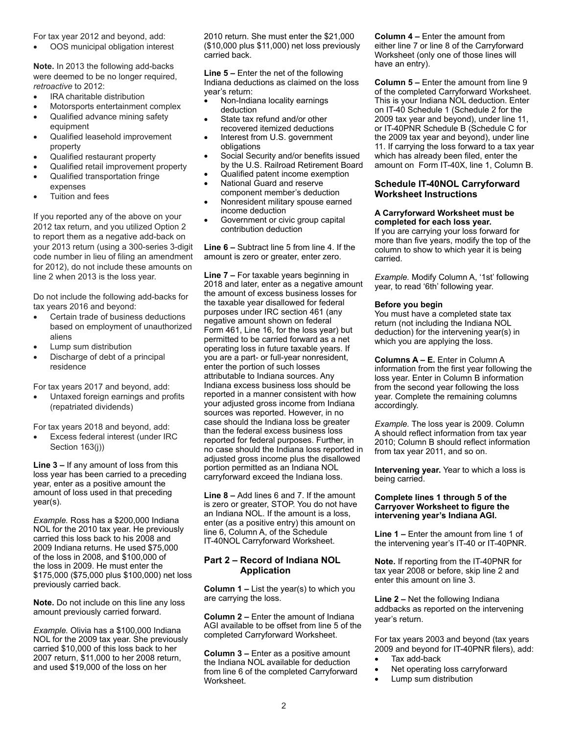For tax year 2012 and beyond, add:

- OOS municipal obligation interest

**Note.** In 2013 the following add-backs were deemed to be no longer required, *retroactive* to 2012:

- IRA charitable distribution
- Motorsports entertainment complex
- Qualified advance mining safety equipment
- Qualified leasehold improvement property
- Qualified restaurant property
- Qualified retail improvement property
- Qualified transportation fringe expenses
- Tuition and fees

If you reported any of the above on your 2012 tax return, and you utilized Option 2 to report them as a negative add-back on your 2013 return (using a 300-series 3-digit code number in lieu of filing an amendment for 2012), do not include these amounts on line 2 when 2013 is the loss year.

Do not include the following add-backs for tax years 2016 and beyond:

- Certain trade of business deductions based on employment of unauthorized aliens
- Lump sum distribution
- Discharge of debt of a principal residence

For tax years 2017 and beyond, add:

- Untaxed foreign earnings and profits (repatriated dividends)

For tax years 2018 and beyond, add:

- Excess federal interest (under IRC Section 163(j))

**Line 3 –** If any amount of loss from this loss year has been carried to a preceding year, enter as a positive amount the amount of loss used in that preceding year(s).

*Example.* Ross has a $200,000 Indiana NOL for the 2010 tax year. He previously carried this loss back to his 2008 and 2009 Indiana returns. He used $75,000 of the loss in 2008, and $100,000 of the loss in 2009. He must enter the $175,000 ($75,000 plus $100,000) net loss previously carried back.

**Note.** Do not include on this line any loss amount previously carried forward.

*Example.* Olivia has a $100,000 Indiana NOL for the 2009 tax year. She previously carried $10,000 of this loss back to her 2007 return, $11,000 to her 2008 return, and used $19,000 of the loss on her 2010 return. She must enter the $21,000 ($10,000 plus $11,000) net loss previously carried back.

**Line 5 –** Enter the net of the following Indiana deductions as claimed on the loss year's return:

- Non-Indiana locality earnings deduction
- State tax refund and/or other recovered itemized deductions
- Interest from U.S. government obligations
- Social Security and/or benefits issued by the U.S. Railroad Retirement Board
- Qualified patent income exemption
- National Guard and reserve component member's deduction
- Nonresident military spouse earned income deduction
- Government or civic group capital contribution deduction

**Line 6 –** Subtract line 5 from line 4. If the amount is zero or greater, enter zero.

**Line 7 –** For taxable years beginning in 2018 and later, enter as a negative amount the amount of excess business losses for the taxable year disallowed for federal purposes under IRC section 461 (any negative amount shown on federal Form 461, Line 16, for the loss year) but permitted to be carried forward as a net operating loss in future taxable years. If you are a part- or full-year nonresident, enter the portion of such losses attributable to Indiana sources. Any Indiana excess business loss should be reported in a manner consistent with how your adjusted gross income from Indiana sources was reported. However, in no case should the Indiana loss be greater than the federal excess business loss reported for federal purposes. Further, in no case should the Indiana loss reported in adjusted gross income plus the disallowed portion permitted as an Indiana NOL carryforward exceed the Indiana loss.

**Line 8 –** Add lines 6 and 7. If the amount is zero or greater, STOP. You do not have an Indiana NOL. If the amount is a loss, enter (as a positive entry) this amount on line 6, Column A, of the Schedule IT-40NOL Carryforward Worksheet.

## Part 2 – Record of Indiana NOL Application

**Column 1 –** List the year(s) to which you are carrying the loss.

**Column 2 –** Enter the amount of Indiana AGI available to be offset from line 5 of the completed Carryforward Worksheet.

**Column 3 –** Enter as a positive amount the Indiana NOL available for deduction from line 6 of the completed Carryforward Worksheet.

**Column 4 –** Enter the amount from either line 7 or line 8 of the Carryforward Worksheet (only one of those lines will have an entry).

**Column 5 –** Enter the amount from line 9 of the completed Carryforward Worksheet. This is your Indiana NOL deduction. Enter on IT-40 Schedule 1 (Schedule 2 for the 2009 tax year and beyond), under line 11, or IT-40PNR Schedule B (Schedule C for the 2009 tax year and beyond), under line 11. If carrying the loss forward to a tax year which has already been filed, enter the amount on Form IT-40X, line 1, Column B.

## Schedule IT-40NOL Carryforward Worksheet Instructions

**A Carryforward Worksheet must be completed for each loss year.**
If you are carrying your loss forward for more than five years, modify the top of the column to show to which year it is being carried.

*Example.* Modify Column A, '1st' following year, to read '6th' following year.

**Before you begin**
You must have a completed state tax return (not including the Indiana NOL deduction) for the intervening year(s) in which you are applying the loss.

**Columns A – E.** Enter in Column A information from the first year following the loss year. Enter in Column B information from the second year following the loss year. Complete the remaining columns accordingly.

*Example.* The loss year is 2009. Column A should reflect information from tax year 2010; Column B should reflect information from tax year 2011, and so on.

**Intervening year.** Year to which a loss is being carried.

**Complete lines 1 through 5 of the Carryover Worksheet to figure the intervening year's Indiana AGI.**

**Line 1 –** Enter the amount from line 1 of the intervening year's IT-40 or IT-40PNR.

**Note.** If reporting from the IT-40PNR for tax year 2008 or before, skip line 2 and enter this amount on line 3.

**Line 2 –** Net the following Indiana addbacks as reported on the intervening year's return.

For tax years 2003 and beyond (tax years 2009 and beyond for IT-40PNR filers), add:

- Tax add-back
- Net operating loss carryforward
- Lump sum distribution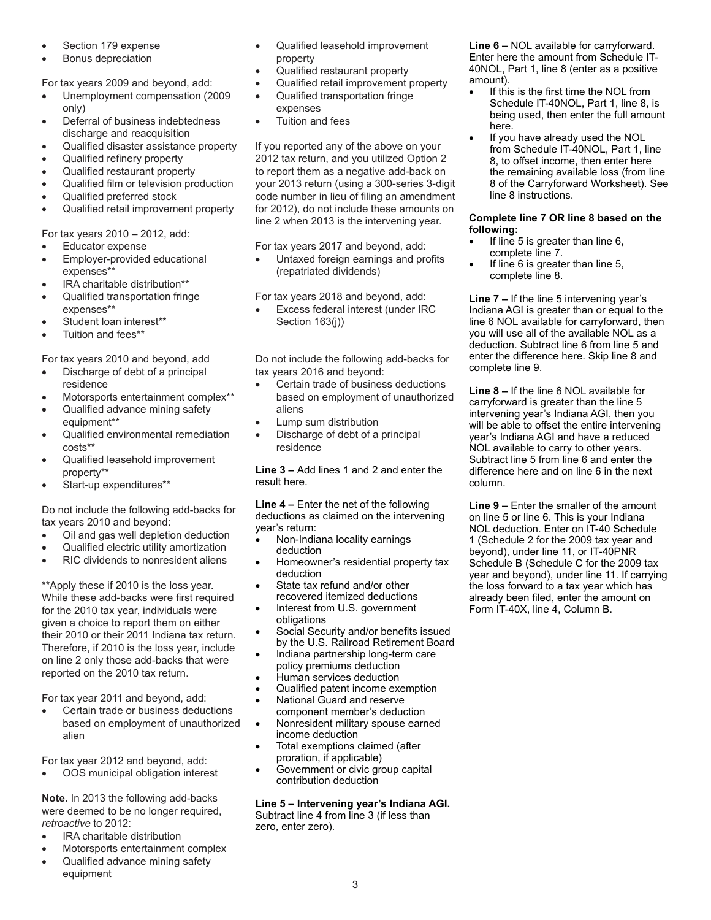- Section 179 expense
- Bonus depreciation

For tax years 2009 and beyond, add:

- Unemployment compensation (2009 only)
- Deferral of business indebtedness discharge and reacquisition
- Qualified disaster assistance property
- Qualified refinery property
- Qualified restaurant property
- Qualified film or television production
- Qualified preferred stock
- Qualified retail improvement property

For tax years 2010 – 2012, add:

- Educator expense
- Employer-provided educational expenses**
- IRA charitable distribution**
- Qualified transportation fringe expenses**
- Student loan interest**
- Tuition and fees**

For tax years 2010 and beyond, add

- Discharge of debt of a principal residence
- Motorsports entertainment complex**
- Qualified advance mining safety equipment**
- Qualified environmental remediation costs**
- Qualified leasehold improvement property**
- Start-up expenditures**

Do not include the following add-backs for tax years 2010 and beyond:

- Oil and gas well depletion deduction
- Qualified electric utility amortization
- RIC dividends to nonresident aliens

**Apply these if 2010 is the loss year. While these add-backs were first required for the 2010 tax year, individuals were given a choice to report them on either their 2010 or their 2011 Indiana tax return. Therefore, if 2010 is the loss year, include on line 2 only those add-backs that were reported on the 2010 tax return.

For tax year 2011 and beyond, add:

- Certain trade or business deductions based on employment of unauthorized alien

For tax year 2012 and beyond, add:

- OOS municipal obligation interest

**Note.** In 2013 the following add-backs were deemed to be no longer required, *retroactive* to 2012:

- IRA charitable distribution
- Motorsports entertainment complex
- Qualified advance mining safety equipment
- Qualified leasehold improvement property
- Qualified restaurant property
- Qualified retail improvement property
- Qualified transportation fringe expenses
- Tuition and fees

If you reported any of the above on your 2012 tax return, and you utilized Option 2 to report them as a negative add-back on your 2013 return (using a 300-series 3-digit code number in lieu of filing an amendment for 2012), do not include these amounts on line 2 when 2013 is the intervening year.

For tax years 2017 and beyond, add:

- Untaxed foreign earnings and profits (repatriated dividends)

For tax years 2018 and beyond, add:

- Excess federal interest (under IRC Section 163(j))

Do not include the following add-backs for tax years 2016 and beyond:

- Certain trade of business deductions based on employment of unauthorized aliens
- Lump sum distribution
- Discharge of debt of a principal residence

**Line 3 –** Add lines 1 and 2 and enter the result here.

**Line 4 –** Enter the net of the following deductions as claimed on the intervening year's return:

- Non-Indiana locality earnings deduction
- Homeowner's residential property tax deduction
- State tax refund and/or other recovered itemized deductions
- Interest from U.S. government obligations
- Social Security and/or benefits issued by the U.S. Railroad Retirement Board
- Indiana partnership long-term care policy premiums deduction
- Human services deduction
- Qualified patent income exemption
- National Guard and reserve component member's deduction
- Nonresident military spouse earned income deduction
- Total exemptions claimed (after proration, if applicable)
- Government or civic group capital contribution deduction

**Line 5 – Intervening year's Indiana AGI.** Subtract line 4 from line 3 (if less than zero, enter zero).

**Line 6 –** NOL available for carryforward. Enter here the amount from Schedule IT-40NOL, Part 1, line 8 (enter as a positive amount).

- If this is the first time the NOL from Schedule IT-40NOL, Part 1, line 8, is being used, then enter the full amount here.
- If you have already used the NOL from Schedule IT-40NOL, Part 1, line 8, to offset income, then enter here the remaining available loss (from line 8 of the Carryforward Worksheet). See line 8 instructions.

**Complete line 7 OR line 8 based on the following:**

- If line 5 is greater than line 6, complete line 7.
- If line 6 is greater than line 5, complete line 8.

**Line 7 –** If the line 5 intervening year's Indiana AGI is greater than or equal to the line 6 NOL available for carryforward, then you will use all of the available NOL as a deduction. Subtract line 6 from line 5 and enter the difference here. Skip line 8 and complete line 9.

**Line 8 –** If the line 6 NOL available for carryforward is greater than the line 5 intervening year's Indiana AGI, then you will be able to offset the entire intervening year's Indiana AGI and have a reduced NOL available to carry to other years. Subtract line 5 from line 6 and enter the difference here and on line 6 in the next column.

**Line 9 –** Enter the smaller of the amount on line 5 or line 6. This is your Indiana NOL deduction. Enter on IT-40 Schedule 1 (Schedule 2 for the 2009 tax year and beyond), under line 11, or IT-40PNR Schedule B (Schedule C for the 2009 tax year and beyond), under line 11. If carrying the loss forward to a tax year which has already been filed, enter the amount on Form IT-40X, line 4, Column B.